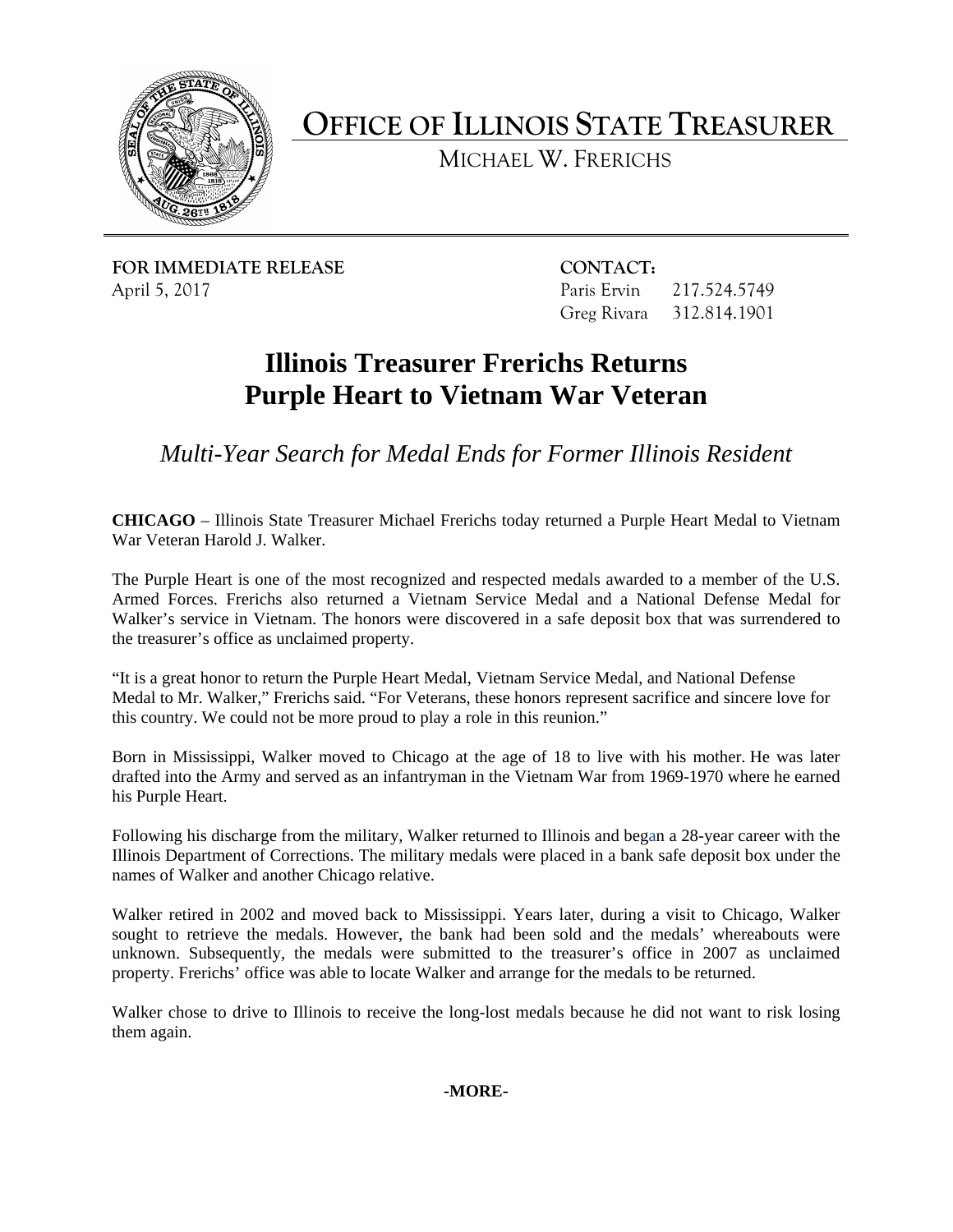# OFFICE OF ILLINOIS STATE TREASURER

MICHAEL W. FRERICHS

**FOR IMMEDIATE RELEASE**
April 5, 2017

**CONTACT:**
Paris Ervin 217.524.5749
Greg Rivara 312.814.1901

# Illinois Treasurer Frerichs Returns Purple Heart to Vietnam War Veteran

*Multi-Year Search for Medal Ends for Former Illinois Resident*

**CHICAGO** – Illinois State Treasurer Michael Frerichs today returned a Purple Heart Medal to Vietnam War Veteran Harold J. Walker.

The Purple Heart is one of the most recognized and respected medals awarded to a member of the U.S. Armed Forces. Frerichs also returned a Vietnam Service Medal and a National Defense Medal for Walker's service in Vietnam. The honors were discovered in a safe deposit box that was surrendered to the treasurer's office as unclaimed property.

"It is a great honor to return the Purple Heart Medal, Vietnam Service Medal, and National Defense Medal to Mr. Walker," Frerichs said. "For Veterans, these honors represent sacrifice and sincere love for this country. We could not be more proud to play a role in this reunion."

Born in Mississippi, Walker moved to Chicago at the age of 18 to live with his mother. He was later drafted into the Army and served as an infantryman in the Vietnam War from 1969-1970 where he earned his Purple Heart.

Following his discharge from the military, Walker returned to Illinois and began a 28-year career with the Illinois Department of Corrections. The military medals were placed in a bank safe deposit box under the names of Walker and another Chicago relative.

Walker retired in 2002 and moved back to Mississippi. Years later, during a visit to Chicago, Walker sought to retrieve the medals. However, the bank had been sold and the medals' whereabouts were unknown. Subsequently, the medals were submitted to the treasurer's office in 2007 as unclaimed property. Frerichs' office was able to locate Walker and arrange for the medals to be returned.

Walker chose to drive to Illinois to receive the long-lost medals because he did not want to risk losing them again.

**-MORE-**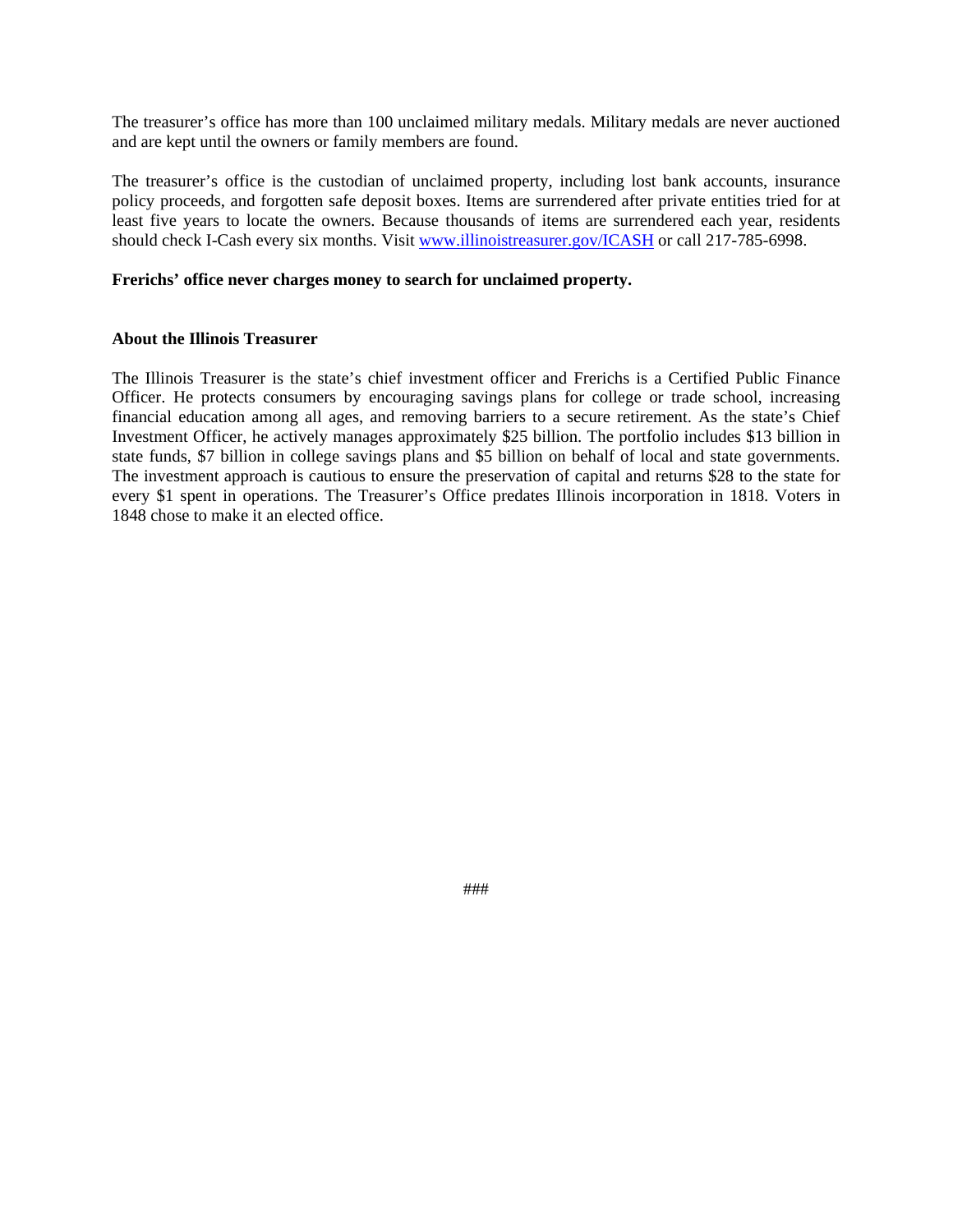The treasurer's office has more than 100 unclaimed military medals. Military medals are never auctioned and are kept until the owners or family members are found.

The treasurer's office is the custodian of unclaimed property, including lost bank accounts, insurance policy proceeds, and forgotten safe deposit boxes. Items are surrendered after private entities tried for at least five years to locate the owners. Because thousands of items are surrendered each year, residents should check I-Cash every six months. Visit [www.illinoistreasurer.gov/ICASH](http://www.illinoistreasurer.gov/ICASH) or call 217-785-6998.

**Frerichs' office never charges money to search for unclaimed property.**

**About the Illinois Treasurer**

The Illinois Treasurer is the state's chief investment officer and Frerichs is a Certified Public Finance Officer. He protects consumers by encouraging savings plans for college or trade school, increasing financial education among all ages, and removing barriers to a secure retirement. As the state's Chief Investment Officer, he actively manages approximately $25 billion. The portfolio includes $13 billion in state funds, $7 billion in college savings plans and $5 billion on behalf of local and state governments. The investment approach is cautious to ensure the preservation of capital and returns $28 to the state for every $1 spent in operations. The Treasurer's Office predates Illinois incorporation in 1818. Voters in 1848 chose to make it an elected office.

###